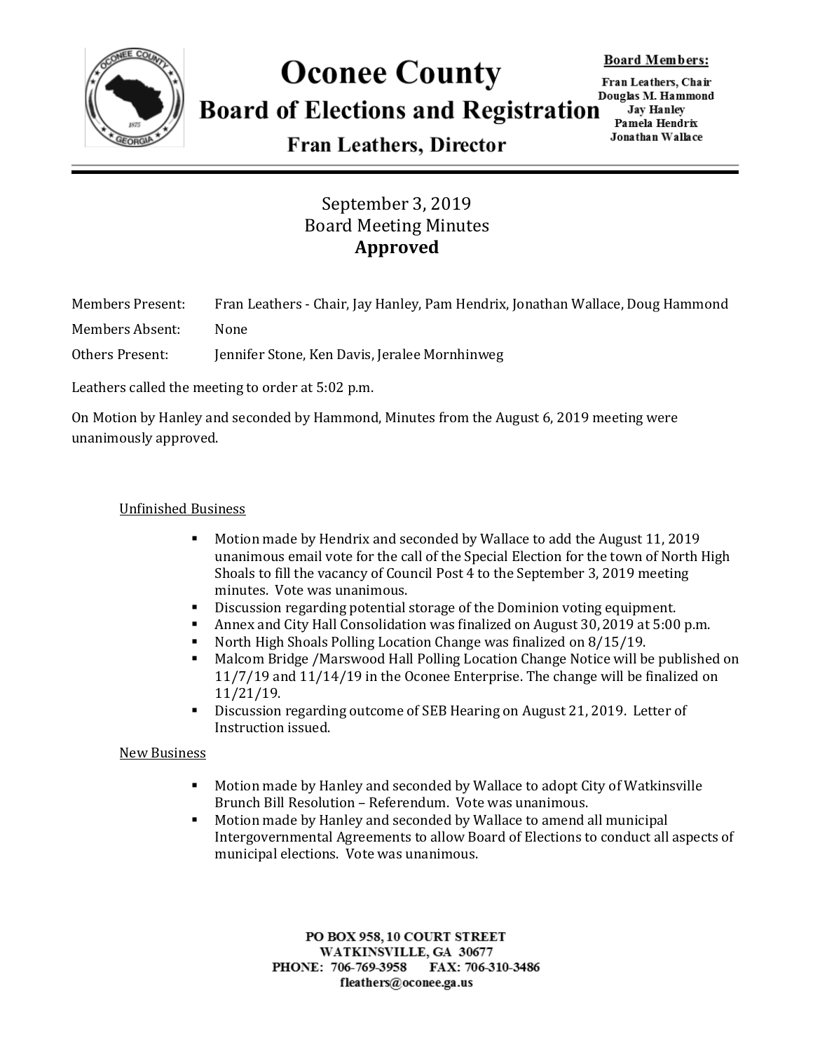# Oconee County

## Board of Elections and Registration

### Fran Leathers, Director

**Board Members:**

Fran Leathers, Chair
Douglas M. Hammond
Jay Hanley
Pamela Hendrix
Jonathan Wallace

---

September 3, 2019
Board Meeting Minutes
**Approved**

Members Present: Fran Leathers - Chair, Jay Hanley, Pam Hendrix, Jonathan Wallace, Doug Hammond

Members Absent: None

Others Present: Jennifer Stone, Ken Davis, Jeralee Mornhinweg

Leathers called the meeting to order at 5:02 p.m.

On Motion by Hanley and seconded by Hammond, Minutes from the August 6, 2019 meeting were unanimously approved.

<u>Unfinished Business</u>

- Motion made by Hendrix and seconded by Wallace to add the August 11, 2019 unanimous email vote for the call of the Special Election for the town of North High Shoals to fill the vacancy of Council Post 4 to the September 3, 2019 meeting minutes. Vote was unanimous.
- Discussion regarding potential storage of the Dominion voting equipment.
- Annex and City Hall Consolidation was finalized on August 30, 2019 at 5:00 p.m.
- North High Shoals Polling Location Change was finalized on 8/15/19.
- Malcom Bridge /Marswood Hall Polling Location Change Notice will be published on 11/7/19 and 11/14/19 in the Oconee Enterprise. The change will be finalized on 11/21/19.
- Discussion regarding outcome of SEB Hearing on August 21, 2019. Letter of Instruction issued.

<u>New Business</u>

- Motion made by Hanley and seconded by Wallace to adopt City of Watkinsville Brunch Bill Resolution – Referendum. Vote was unanimous.
- Motion made by Hanley and seconded by Wallace to amend all municipal Intergovernmental Agreements to allow Board of Elections to conduct all aspects of municipal elections. Vote was unanimous.

PO BOX 958, 10 COURT STREET
WATKINSVILLE, GA 30677
PHONE: 706-769-3958 FAX: 706-310-3486
fleathers@oconee.ga.us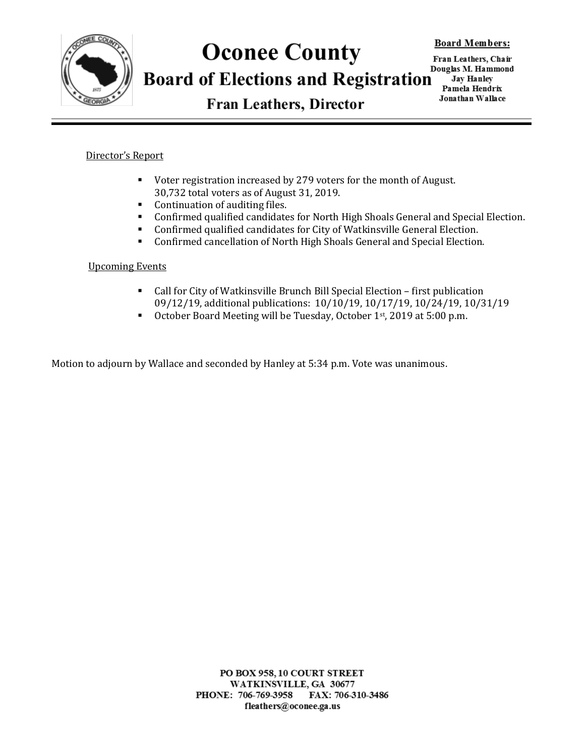# Oconee County

## Board of Elections and Registration

### Fran Leathers, Director

**Board Members:**

Fran Leathers, Chair
Douglas M. Hammond
Jay Hanley
Pamela Hendrix
Jonathan Wallace

---

Director's Report

- Voter registration increased by 279 voters for the month of August. 30,732 total voters as of August 31, 2019.
- Continuation of auditing files.
- Confirmed qualified candidates for North High Shoals General and Special Election.
- Confirmed qualified candidates for City of Watkinsville General Election.
- Confirmed cancellation of North High Shoals General and Special Election.

Upcoming Events

- Call for City of Watkinsville Brunch Bill Special Election – first publication 09/12/19, additional publications: 10/10/19, 10/17/19, 10/24/19, 10/31/19
- October Board Meeting will be Tuesday, October 1st, 2019 at 5:00 p.m.

Motion to adjourn by Wallace and seconded by Hanley at 5:34 p.m. Vote was unanimous.

PO BOX 958, 10 COURT STREET
WATKINSVILLE, GA 30677
PHONE: 706-769-3958 FAX: 706-310-3486
fleathers@oconee.ga.us